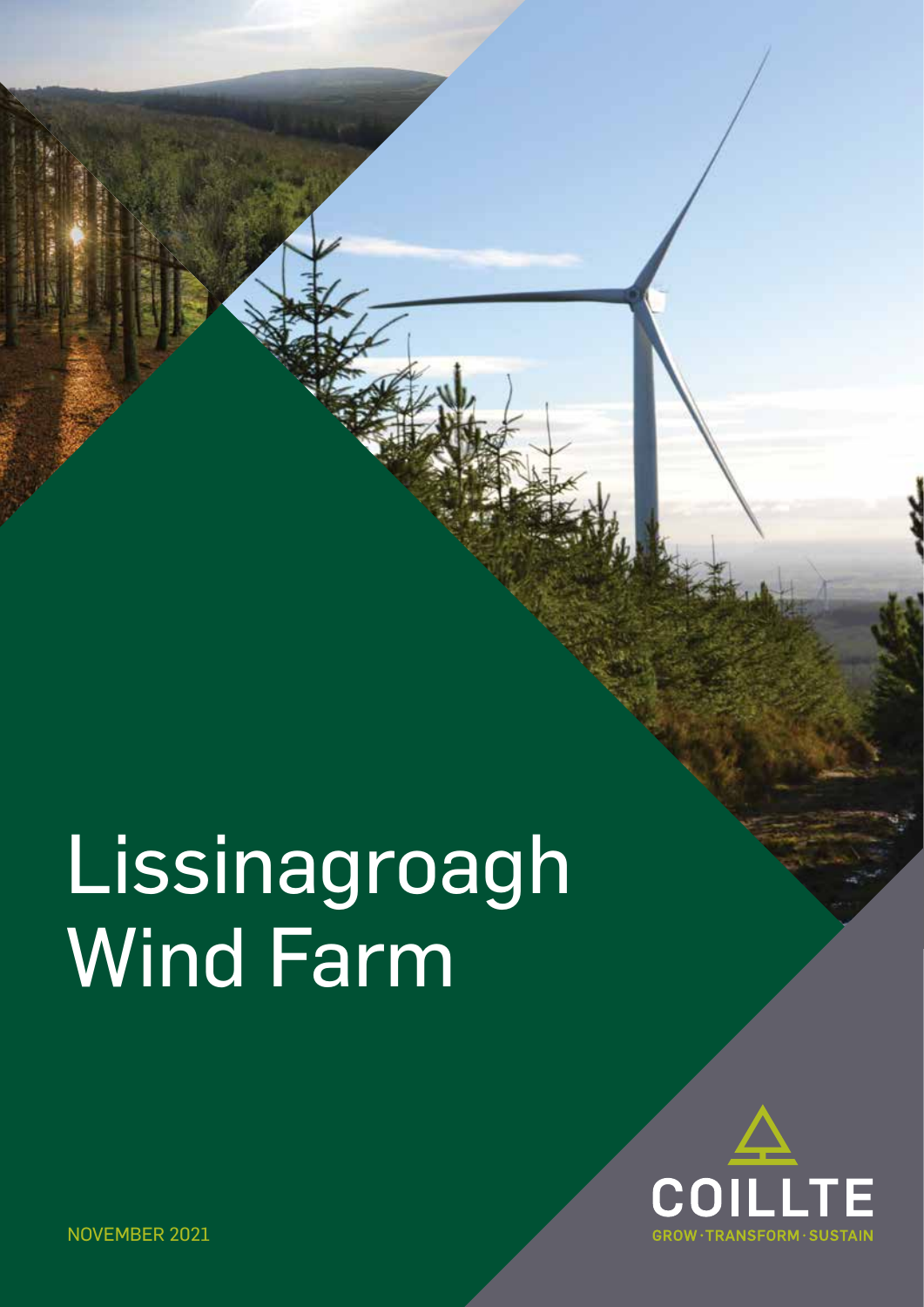# Lissinagroagh Wind Farm

COILLTE

GROW · TRANSFORM · SUSTAIN

NOVEMBER 2021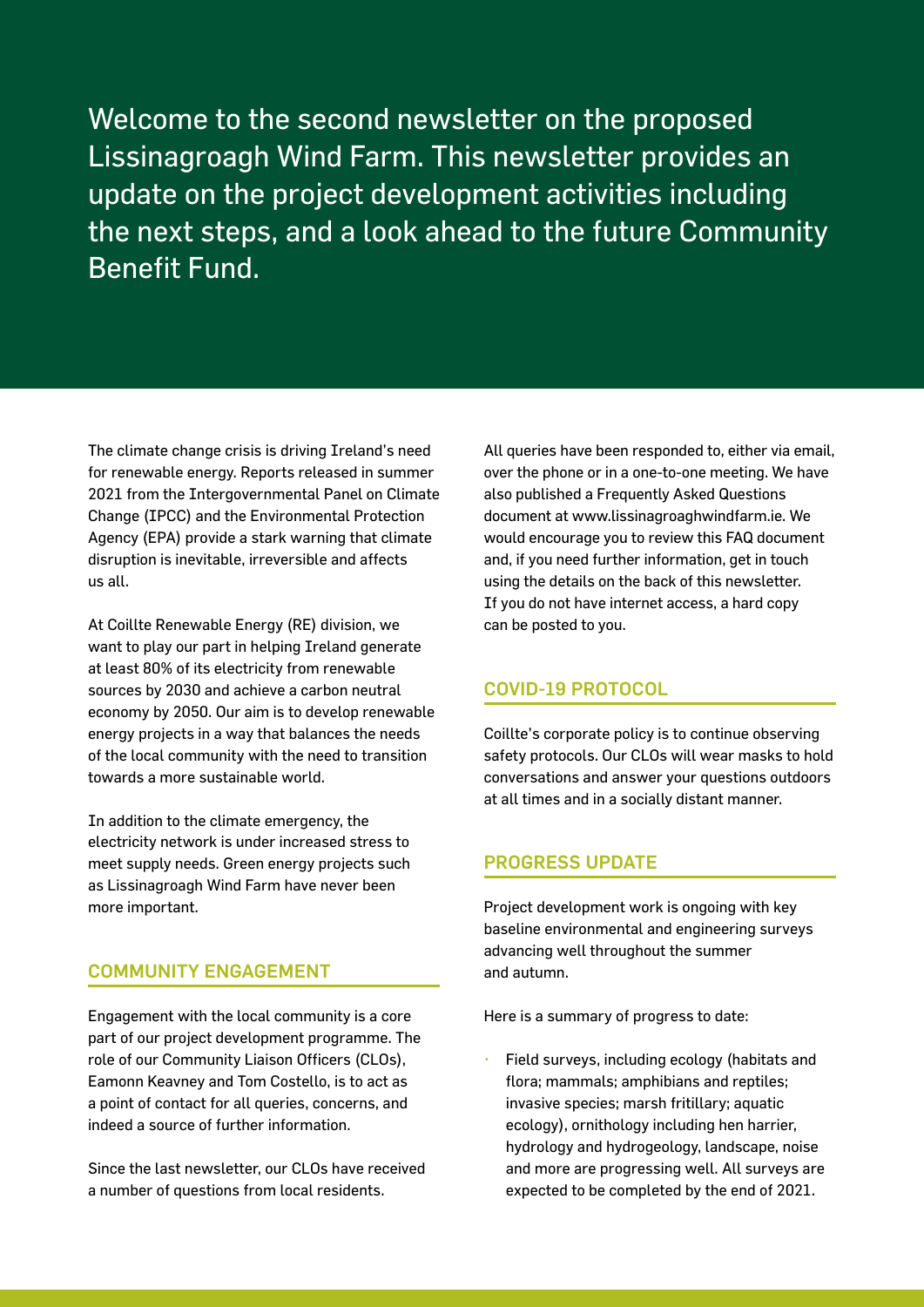Welcome to the second newsletter on the proposed Lissinagroagh Wind Farm. This newsletter provides an update on the project development activities including the next steps, and a look ahead to the future Community Benefit Fund.

The climate change crisis is driving Ireland's need for renewable energy. Reports released in summer 2021 from the Intergovernmental Panel on Climate Change (IPCC) and the Environmental Protection Agency (EPA) provide a stark warning that climate disruption is inevitable, irreversible and affects us all.

At Coillte Renewable Energy (RE) division, we want to play our part in helping Ireland generate at least 80% of its electricity from renewable sources by 2030 and achieve a carbon neutral economy by 2050. Our aim is to develop renewable energy projects in a way that balances the needs of the local community with the need to transition towards a more sustainable world.

In addition to the climate emergency, the electricity network is under increased stress to meet supply needs. Green energy projects such as Lissinagroagh Wind Farm have never been more important.

## COMMUNITY ENGAGEMENT

Engagement with the local community is a core part of our project development programme. The role of our Community Liaison Officers (CLOs), Eamonn Keavney and Tom Costello, is to act as a point of contact for all queries, concerns, and indeed a source of further information.

Since the last newsletter, our CLOs have received a number of questions from local residents.

All queries have been responded to, either via email, over the phone or in a one-to-one meeting. We have also published a Frequently Asked Questions document at www.lissinagroaghwindfarm.ie. We would encourage you to review this FAQ document and, if you need further information, get in touch using the details on the back of this newsletter. If you do not have internet access, a hard copy can be posted to you.

## COVID-19 PROTOCOL

Coillte's corporate policy is to continue observing safety protocols. Our CLOs will wear masks to hold conversations and answer your questions outdoors at all times and in a socially distant manner.

## PROGRESS UPDATE

Project development work is ongoing with key baseline environmental and engineering surveys advancing well throughout the summer and autumn.

Here is a summary of progress to date:

- Field surveys, including ecology (habitats and flora; mammals; amphibians and reptiles; invasive species; marsh fritillary; aquatic ecology), ornithology including hen harrier, hydrology and hydrogeology, landscape, noise and more are progressing well. All surveys are expected to be completed by the end of 2021.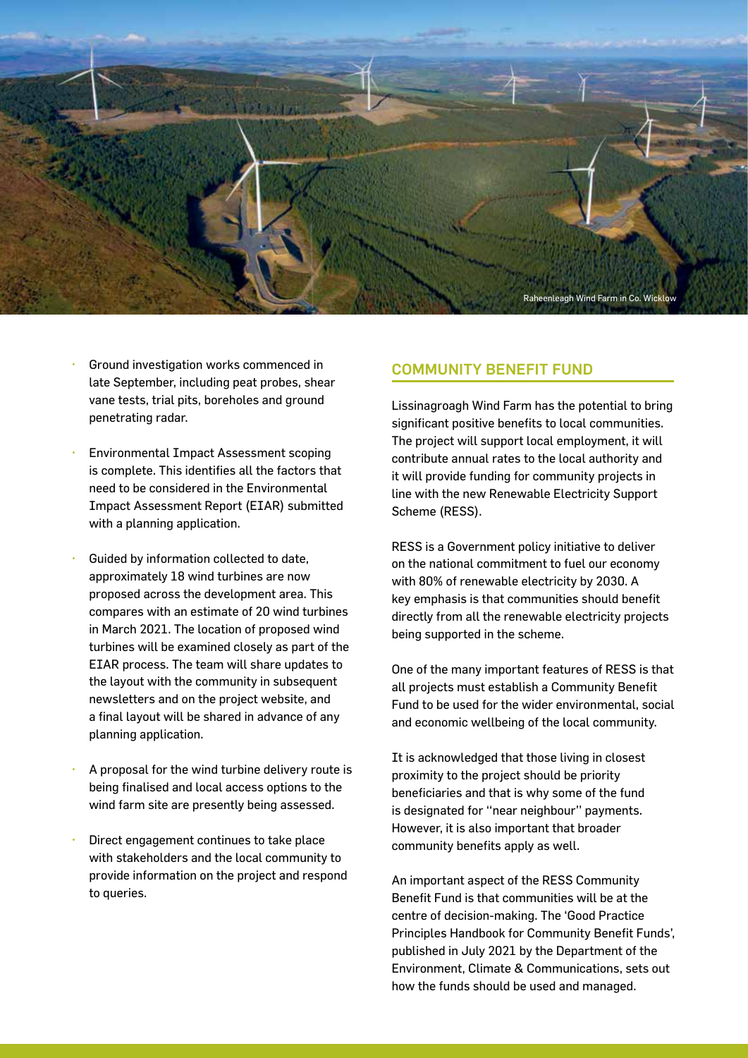Raheenleagh Wind Farm in Co. Wicklow

- Ground investigation works commenced in late September, including peat probes, shear vane tests, trial pits, boreholes and ground penetrating radar.
- Environmental Impact Assessment scoping is complete. This identifies all the factors that need to be considered in the Environmental Impact Assessment Report (EIAR) submitted with a planning application.
- Guided by information collected to date, approximately 18 wind turbines are now proposed across the development area. This compares with an estimate of 20 wind turbines in March 2021. The location of proposed wind turbines will be examined closely as part of the EIAR process. The team will share updates to the layout with the community in subsequent newsletters and on the project website, and a final layout will be shared in advance of any planning application.
- A proposal for the wind turbine delivery route is being finalised and local access options to the wind farm site are presently being assessed.
- Direct engagement continues to take place with stakeholders and the local community to provide information on the project and respond to queries.

## COMMUNITY BENEFIT FUND

Lissinagroagh Wind Farm has the potential to bring significant positive benefits to local communities. The project will support local employment, it will contribute annual rates to the local authority and it will provide funding for community projects in line with the new Renewable Electricity Support Scheme (RESS).

RESS is a Government policy initiative to deliver on the national commitment to fuel our economy with 80% of renewable electricity by 2030. A key emphasis is that communities should benefit directly from all the renewable electricity projects being supported in the scheme.

One of the many important features of RESS is that all projects must establish a Community Benefit Fund to be used for the wider environmental, social and economic wellbeing of the local community.

It is acknowledged that those living in closest proximity to the project should be priority beneficiaries and that is why some of the fund is designated for ''near neighbour'' payments. However, it is also important that broader community benefits apply as well.

An important aspect of the RESS Community Benefit Fund is that communities will be at the centre of decision-making. The 'Good Practice Principles Handbook for Community Benefit Funds', published in July 2021 by the Department of the Environment, Climate & Communications, sets out how the funds should be used and managed.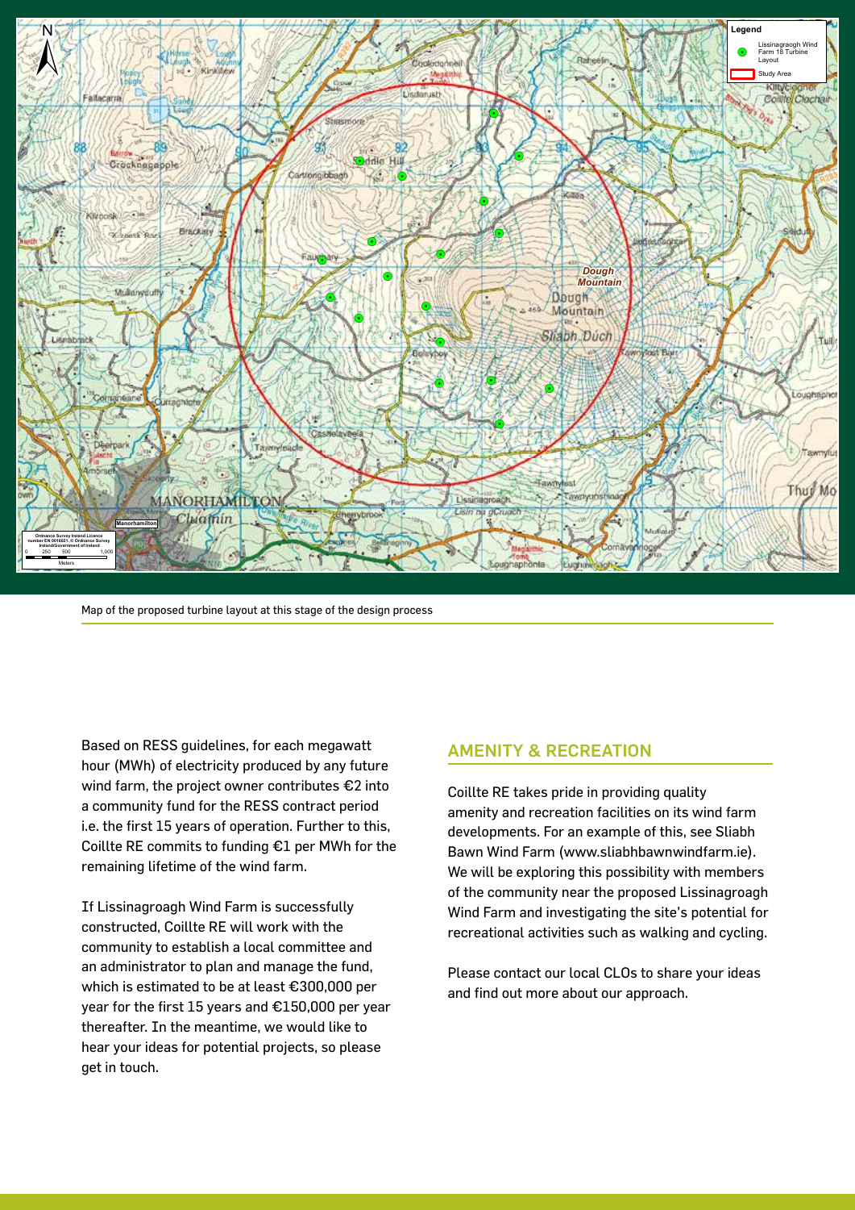Map of the proposed turbine layout at this stage of the design process

Based on RESS guidelines, for each megawatt hour (MWh) of electricity produced by any future wind farm, the project owner contributes €2 into a community fund for the RESS contract period i.e. the first 15 years of operation. Further to this, Coillte RE commits to funding €1 per MWh for the remaining lifetime of the wind farm.

If Lissinagroagh Wind Farm is successfully constructed, Coillte RE will work with the community to establish a local committee and an administrator to plan and manage the fund, which is estimated to be at least €300,000 per year for the first 15 years and €150,000 per year thereafter. In the meantime, we would like to hear your ideas for potential projects, so please get in touch.

## AMENITY & RECREATION

Coillte RE takes pride in providing quality amenity and recreation facilities on its wind farm developments. For an example of this, see Sliabh Bawn Wind Farm (www.sliabhbawnwindfarm.ie). We will be exploring this possibility with members of the community near the proposed Lissinagroagh Wind Farm and investigating the site's potential for recreational activities such as walking and cycling.

Please contact our local CLOs to share your ideas and find out more about our approach.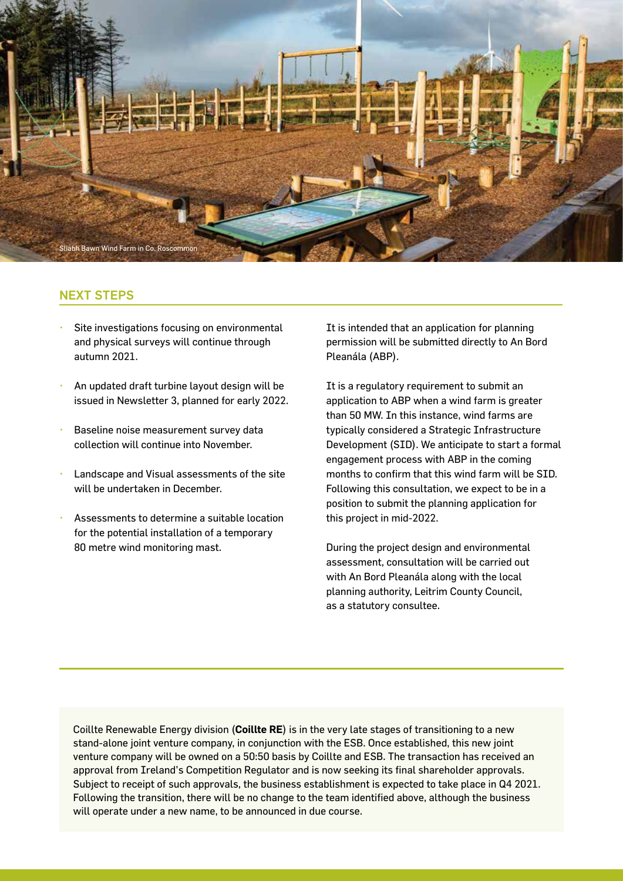Sliabh Bawn Wind Farm in Co. Roscommon

## NEXT STEPS

- Site investigations focusing on environmental and physical surveys will continue through autumn 2021.
- An updated draft turbine layout design will be issued in Newsletter 3, planned for early 2022.
- Baseline noise measurement survey data collection will continue into November.
- Landscape and Visual assessments of the site will be undertaken in December.
- Assessments to determine a suitable location for the potential installation of a temporary 80 metre wind monitoring mast.

It is intended that an application for planning permission will be submitted directly to An Bord Pleanála (ABP).

It is a regulatory requirement to submit an application to ABP when a wind farm is greater than 50 MW. In this instance, wind farms are typically considered a Strategic Infrastructure Development (SID). We anticipate to start a formal engagement process with ABP in the coming months to confirm that this wind farm will be SID. Following this consultation, we expect to be in a position to submit the planning application for this project in mid-2022.

During the project design and environmental assessment, consultation will be carried out with An Bord Pleanála along with the local planning authority, Leitrim County Council, as a statutory consultee.

Coillte Renewable Energy division (**Coillte RE**) is in the very late stages of transitioning to a new stand-alone joint venture company, in conjunction with the ESB. Once established, this new joint venture company will be owned on a 50:50 basis by Coillte and ESB. The transaction has received an approval from Ireland's Competition Regulator and is now seeking its final shareholder approvals. Subject to receipt of such approvals, the business establishment is expected to take place in Q4 2021. Following the transition, there will be no change to the team identified above, although the business will operate under a new name, to be announced in due course.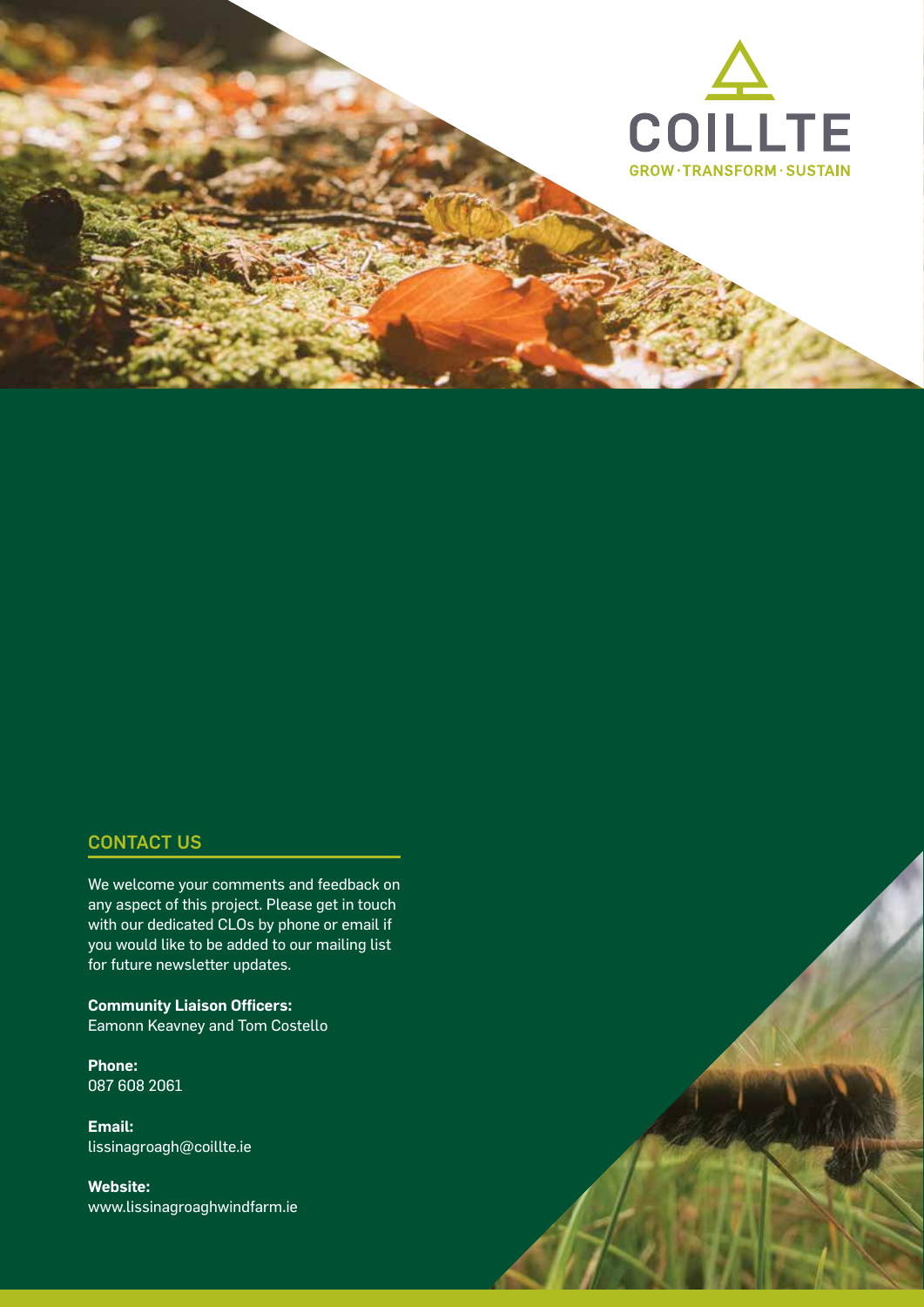COILLTE

GROW · TRANSFORM · SUSTAIN

## CONTACT US

We welcome your comments and feedback on any aspect of this project. Please get in touch with our dedicated CLOs by phone or email if you would like to be added to our mailing list for future newsletter updates.

**Community Liaison Officers:**
Eamonn Keavney and Tom Costello

**Phone:**
087 608 2061

**Email:**
lissinagroagh@coillte.ie

**Website:**
www.lissinagroaghwindfarm.ie